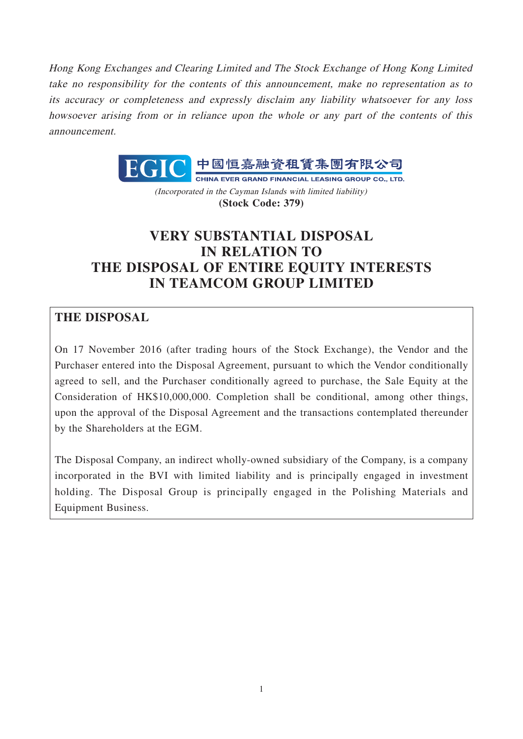*Hong Kong Exchanges and Clearing Limited and The Stock Exchange of Hong Kong Limited take no responsibility for the contents of this announcement, make no representation as to its accuracy or completeness and expressly disclaim any liability whatsoever for any loss howsoever arising from or in reliance upon the whole or any part of the contents of this announcement.*

EGIC 中國恒嘉融資租賃集團有限公司

CHINA EVER GRAND FINANCIAL LEASING GROUP CO., LTD.

*(Incorporated in the Cayman Islands with limited liability)*

**(Stock Code: 379)**

# VERY SUBSTANTIAL DISPOSAL IN RELATION TO THE DISPOSAL OF ENTIRE EQUITY INTERESTS IN TEAMCOM GROUP LIMITED

## THE DISPOSAL

On 17 November 2016 (after trading hours of the Stock Exchange), the Vendor and the Purchaser entered into the Disposal Agreement, pursuant to which the Vendor conditionally agreed to sell, and the Purchaser conditionally agreed to purchase, the Sale Equity at the Consideration of HK$10,000,000. Completion shall be conditional, among other things, upon the approval of the Disposal Agreement and the transactions contemplated thereunder by the Shareholders at the EGM.

The Disposal Company, an indirect wholly-owned subsidiary of the Company, is a company incorporated in the BVI with limited liability and is principally engaged in investment holding. The Disposal Group is principally engaged in the Polishing Materials and Equipment Business.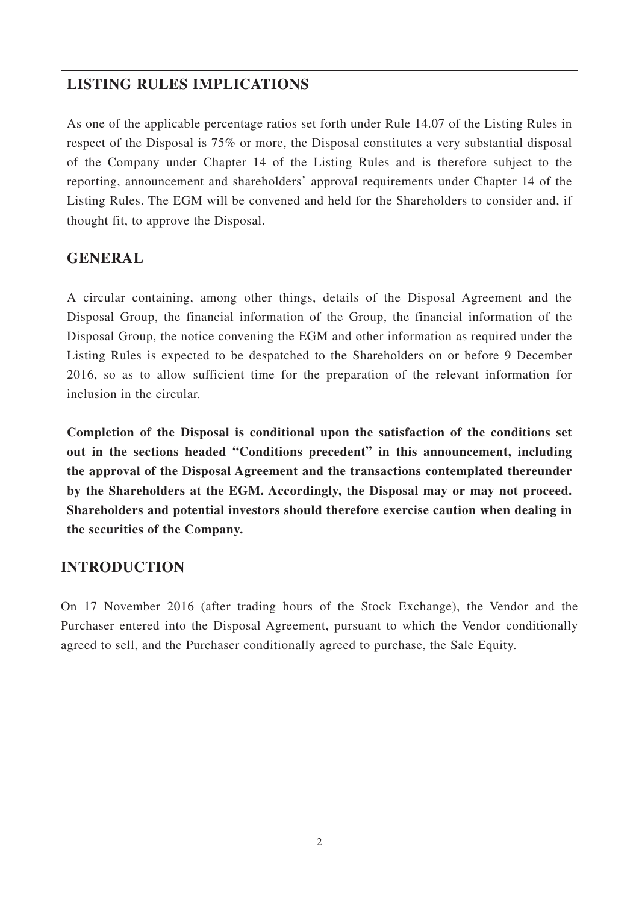## LISTING RULES IMPLICATIONS

As one of the applicable percentage ratios set forth under Rule 14.07 of the Listing Rules in respect of the Disposal is 75% or more, the Disposal constitutes a very substantial disposal of the Company under Chapter 14 of the Listing Rules and is therefore subject to the reporting, announcement and shareholders' approval requirements under Chapter 14 of the Listing Rules. The EGM will be convened and held for the Shareholders to consider and, if thought fit, to approve the Disposal.

## GENERAL

A circular containing, among other things, details of the Disposal Agreement and the Disposal Group, the financial information of the Group, the financial information of the Disposal Group, the notice convening the EGM and other information as required under the Listing Rules is expected to be despatched to the Shareholders on or before 9 December 2016, so as to allow sufficient time for the preparation of the relevant information for inclusion in the circular.

**Completion of the Disposal is conditional upon the satisfaction of the conditions set out in the sections headed "Conditions precedent" in this announcement, including the approval of the Disposal Agreement and the transactions contemplated thereunder by the Shareholders at the EGM. Accordingly, the Disposal may or may not proceed. Shareholders and potential investors should therefore exercise caution when dealing in the securities of the Company.**

## INTRODUCTION

On 17 November 2016 (after trading hours of the Stock Exchange), the Vendor and the Purchaser entered into the Disposal Agreement, pursuant to which the Vendor conditionally agreed to sell, and the Purchaser conditionally agreed to purchase, the Sale Equity.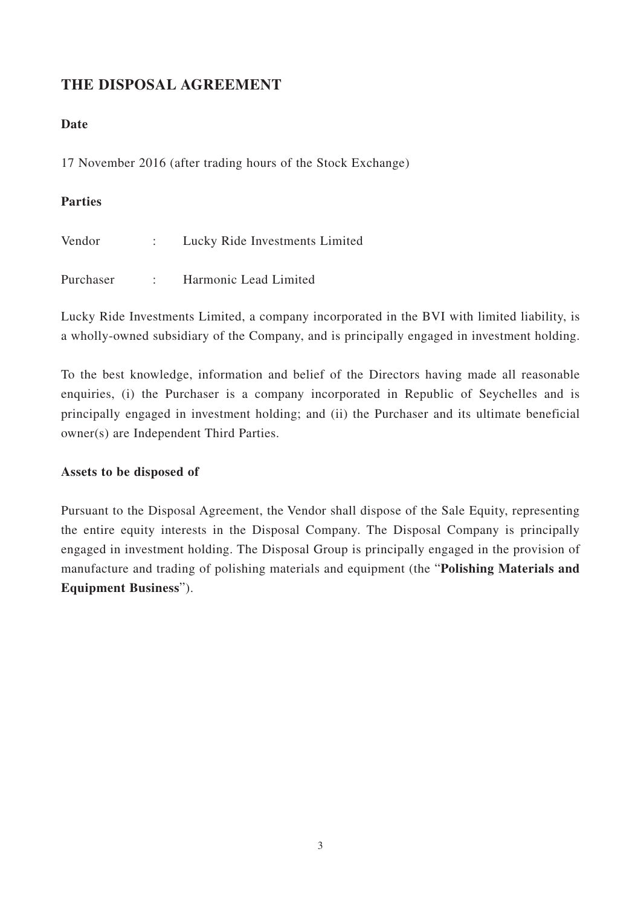## THE DISPOSAL AGREEMENT

**Date**

17 November 2016 (after trading hours of the Stock Exchange)

**Parties**

| | | |
|---|---|---|
| Vendor | : | Lucky Ride Investments Limited |
| Purchaser | : | Harmonic Lead Limited |

Lucky Ride Investments Limited, a company incorporated in the BVI with limited liability, is a wholly-owned subsidiary of the Company, and is principally engaged in investment holding.

To the best knowledge, information and belief of the Directors having made all reasonable enquiries, (i) the Purchaser is a company incorporated in Republic of Seychelles and is principally engaged in investment holding; and (ii) the Purchaser and its ultimate beneficial owner(s) are Independent Third Parties.

**Assets to be disposed of**

Pursuant to the Disposal Agreement, the Vendor shall dispose of the Sale Equity, representing the entire equity interests in the Disposal Company. The Disposal Company is principally engaged in investment holding. The Disposal Group is principally engaged in the provision of manufacture and trading of polishing materials and equipment (the "**Polishing Materials and Equipment Business**").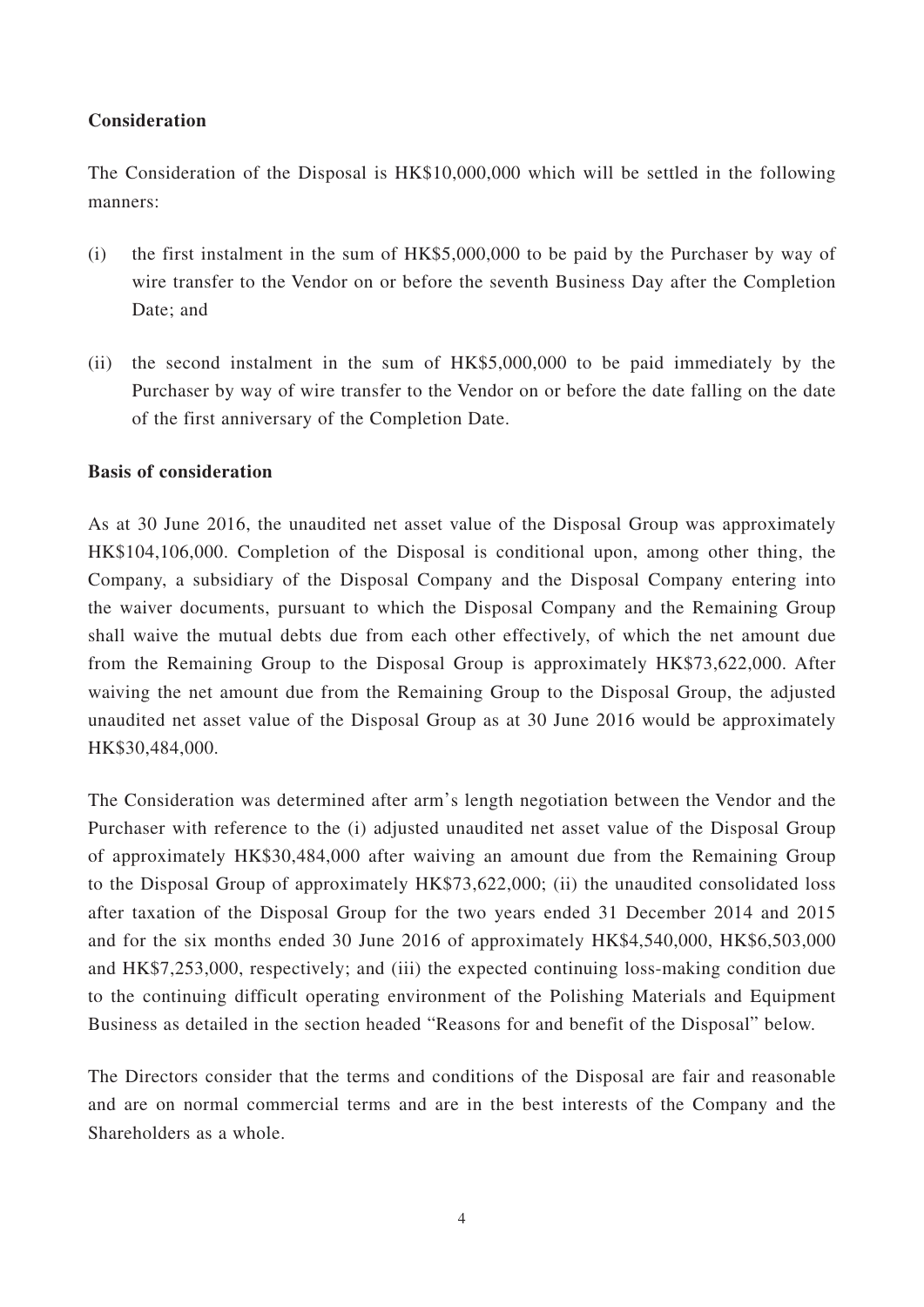**Consideration**

The Consideration of the Disposal is HK$10,000,000 which will be settled in the following manners:

(i) the first instalment in the sum of HK$5,000,000 to be paid by the Purchaser by way of wire transfer to the Vendor on or before the seventh Business Day after the Completion Date; and

(ii) the second instalment in the sum of HK$5,000,000 to be paid immediately by the Purchaser by way of wire transfer to the Vendor on or before the date falling on the date of the first anniversary of the Completion Date.

**Basis of consideration**

As at 30 June 2016, the unaudited net asset value of the Disposal Group was approximately HK$104,106,000. Completion of the Disposal is conditional upon, among other thing, the Company, a subsidiary of the Disposal Company and the Disposal Company entering into the waiver documents, pursuant to which the Disposal Company and the Remaining Group shall waive the mutual debts due from each other effectively, of which the net amount due from the Remaining Group to the Disposal Group is approximately HK$73,622,000. After waiving the net amount due from the Remaining Group to the Disposal Group, the adjusted unaudited net asset value of the Disposal Group as at 30 June 2016 would be approximately HK$30,484,000.

The Consideration was determined after arm's length negotiation between the Vendor and the Purchaser with reference to the (i) adjusted unaudited net asset value of the Disposal Group of approximately HK$30,484,000 after waiving an amount due from the Remaining Group to the Disposal Group of approximately HK$73,622,000; (ii) the unaudited consolidated loss after taxation of the Disposal Group for the two years ended 31 December 2014 and 2015 and for the six months ended 30 June 2016 of approximately HK$4,540,000, HK$6,503,000 and HK$7,253,000, respectively; and (iii) the expected continuing loss-making condition due to the continuing difficult operating environment of the Polishing Materials and Equipment Business as detailed in the section headed "Reasons for and benefit of the Disposal" below.

The Directors consider that the terms and conditions of the Disposal are fair and reasonable and are on normal commercial terms and are in the best interests of the Company and the Shareholders as a whole.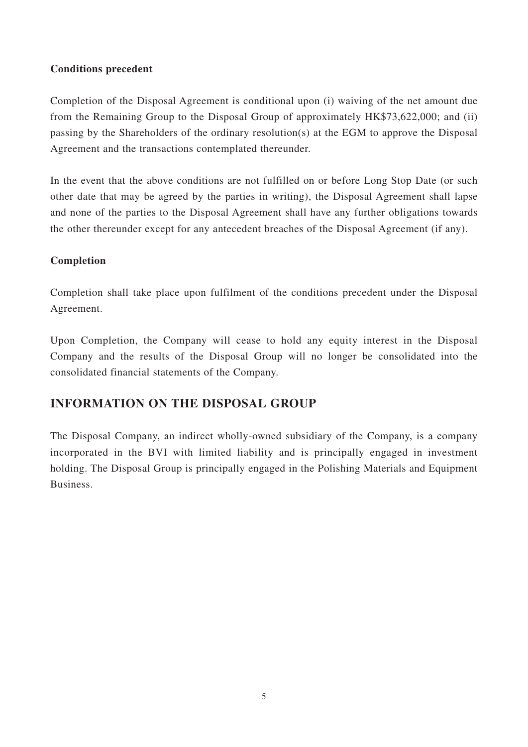**Conditions precedent**

Completion of the Disposal Agreement is conditional upon (i) waiving of the net amount due from the Remaining Group to the Disposal Group of approximately HK$73,622,000; and (ii) passing by the Shareholders of the ordinary resolution(s) at the EGM to approve the Disposal Agreement and the transactions contemplated thereunder.

In the event that the above conditions are not fulfilled on or before Long Stop Date (or such other date that may be agreed by the parties in writing), the Disposal Agreement shall lapse and none of the parties to the Disposal Agreement shall have any further obligations towards the other thereunder except for any antecedent breaches of the Disposal Agreement (if any).

**Completion**

Completion shall take place upon fulfilment of the conditions precedent under the Disposal Agreement.

Upon Completion, the Company will cease to hold any equity interest in the Disposal Company and the results of the Disposal Group will no longer be consolidated into the consolidated financial statements of the Company.

## INFORMATION ON THE DISPOSAL GROUP

The Disposal Company, an indirect wholly-owned subsidiary of the Company, is a company incorporated in the BVI with limited liability and is principally engaged in investment holding. The Disposal Group is principally engaged in the Polishing Materials and Equipment Business.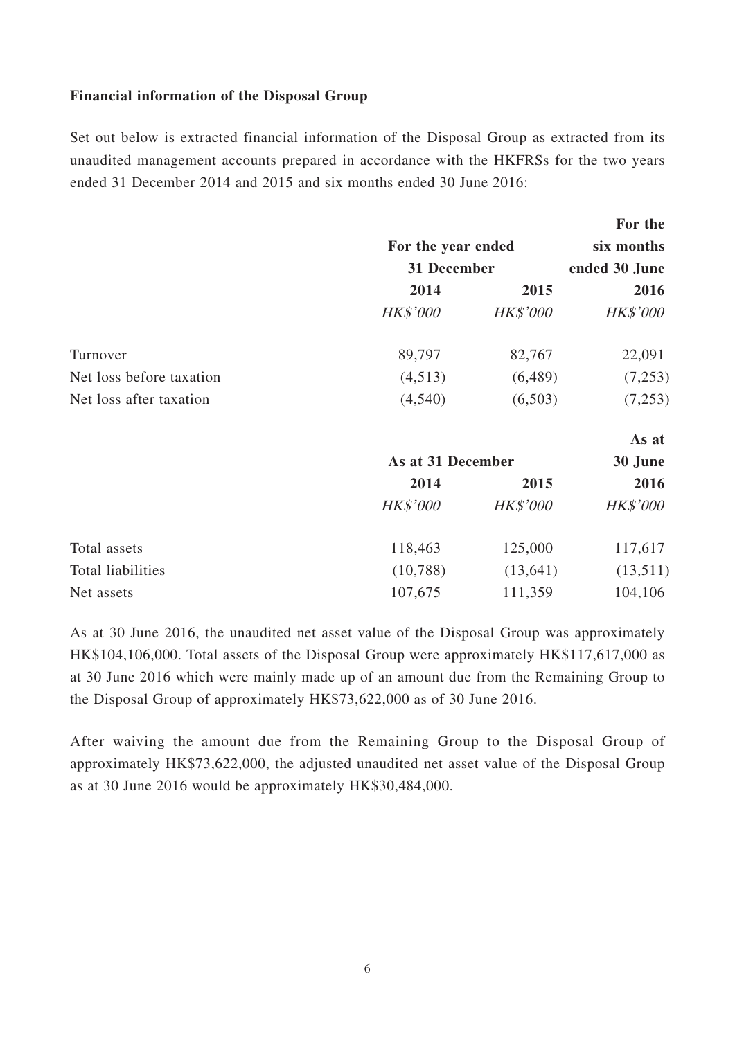**Financial information of the Disposal Group**

Set out below is extracted financial information of the Disposal Group as extracted from its unaudited management accounts prepared in accordance with the HKFRSs for the two years ended 31 December 2014 and 2015 and six months ended 30 June 2016:

| | For the year ended 31 December | | For the six months ended 30 June |
|---|---|---|---|
| | **2014** | **2015** | **2016** |
| | *HK$'000* | *HK$'000* | *HK$'000* |
| Turnover | 89,797 | 82,767 | 22,091 |
| Net loss before taxation | (4,513) | (6,489) | (7,253) |
| Net loss after taxation | (4,540) | (6,503) | (7,253) |

| | As at 31 December | | As at 30 June |
|---|---|---|---|
| | **2014** | **2015** | **2016** |
| | *HK$'000* | *HK$'000* | *HK$'000* |
| Total assets | 118,463 | 125,000 | 117,617 |
| Total liabilities | (10,788) | (13,641) | (13,511) |
| Net assets | 107,675 | 111,359 | 104,106 |

As at 30 June 2016, the unaudited net asset value of the Disposal Group was approximately HK$104,106,000. Total assets of the Disposal Group were approximately HK$117,617,000 as at 30 June 2016 which were mainly made up of an amount due from the Remaining Group to the Disposal Group of approximately HK$73,622,000 as of 30 June 2016.

After waiving the amount due from the Remaining Group to the Disposal Group of approximately HK$73,622,000, the adjusted unaudited net asset value of the Disposal Group as at 30 June 2016 would be approximately HK$30,484,000.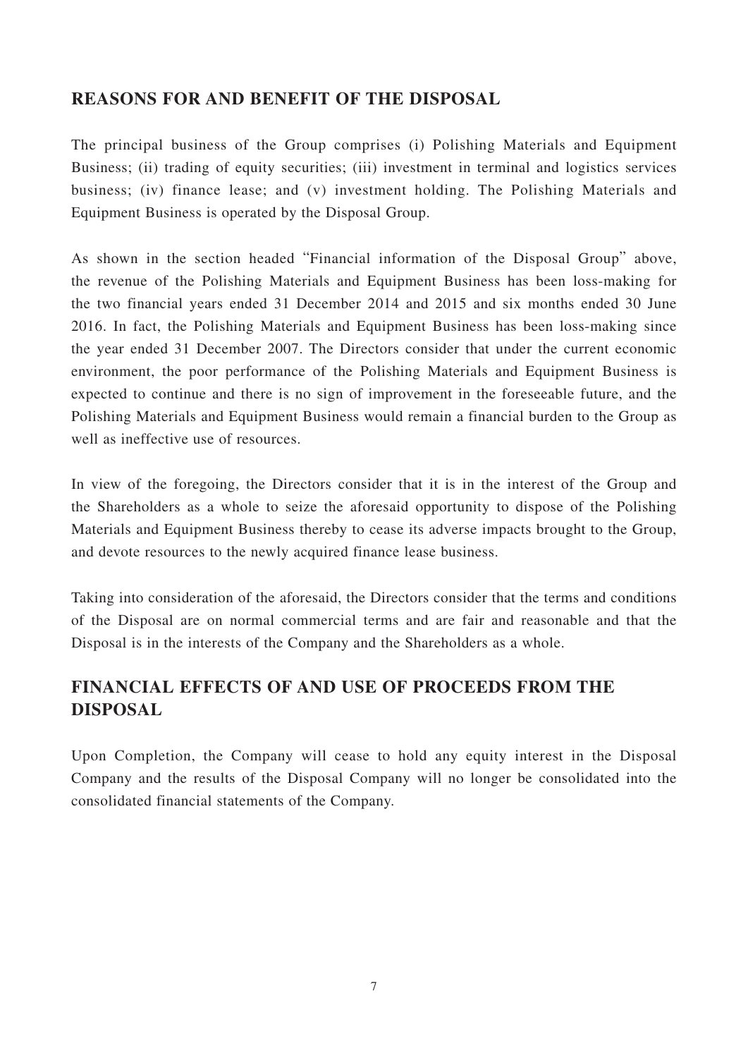## REASONS FOR AND BENEFIT OF THE DISPOSAL

The principal business of the Group comprises (i) Polishing Materials and Equipment Business; (ii) trading of equity securities; (iii) investment in terminal and logistics services business; (iv) finance lease; and (v) investment holding. The Polishing Materials and Equipment Business is operated by the Disposal Group.

As shown in the section headed "Financial information of the Disposal Group" above, the revenue of the Polishing Materials and Equipment Business has been loss-making for the two financial years ended 31 December 2014 and 2015 and six months ended 30 June 2016. In fact, the Polishing Materials and Equipment Business has been loss-making since the year ended 31 December 2007. The Directors consider that under the current economic environment, the poor performance of the Polishing Materials and Equipment Business is expected to continue and there is no sign of improvement in the foreseeable future, and the Polishing Materials and Equipment Business would remain a financial burden to the Group as well as ineffective use of resources.

In view of the foregoing, the Directors consider that it is in the interest of the Group and the Shareholders as a whole to seize the aforesaid opportunity to dispose of the Polishing Materials and Equipment Business thereby to cease its adverse impacts brought to the Group, and devote resources to the newly acquired finance lease business.

Taking into consideration of the aforesaid, the Directors consider that the terms and conditions of the Disposal are on normal commercial terms and are fair and reasonable and that the Disposal is in the interests of the Company and the Shareholders as a whole.

## FINANCIAL EFFECTS OF AND USE OF PROCEEDS FROM THE DISPOSAL

Upon Completion, the Company will cease to hold any equity interest in the Disposal Company and the results of the Disposal Company will no longer be consolidated into the consolidated financial statements of the Company.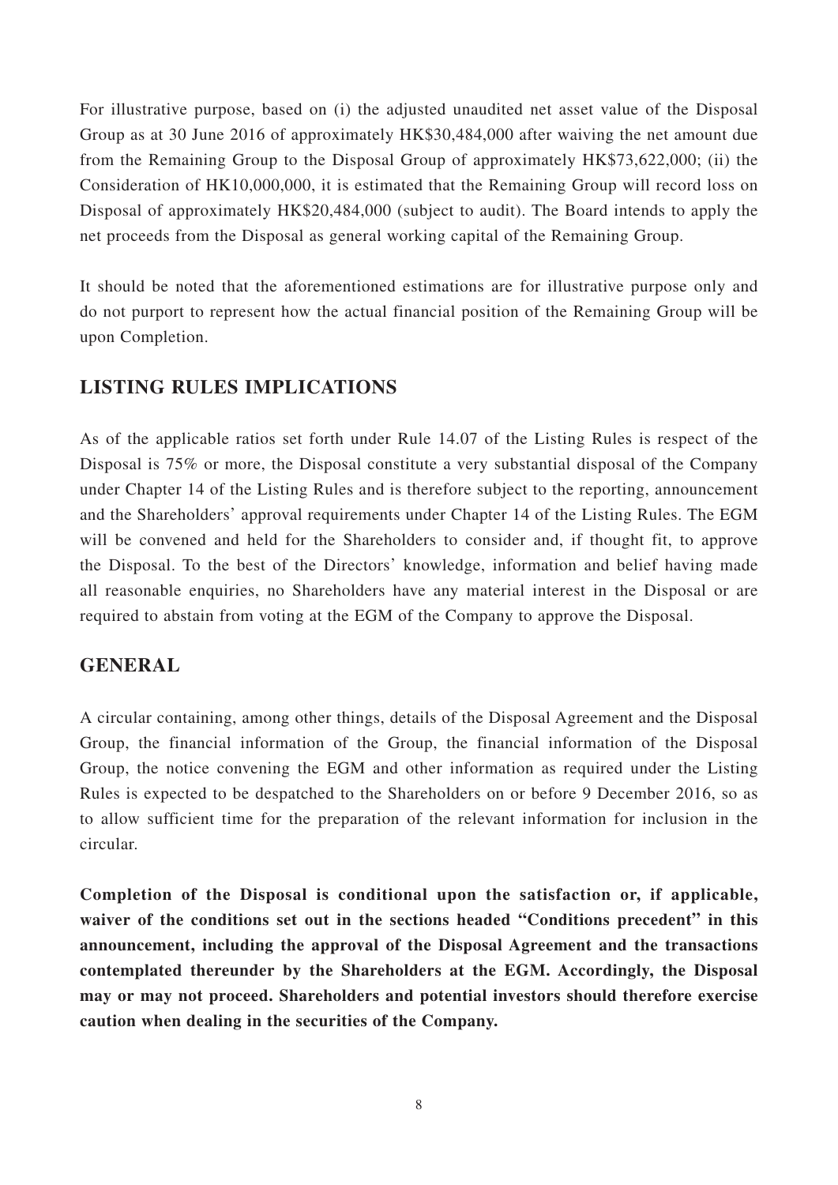For illustrative purpose, based on (i) the adjusted unaudited net asset value of the Disposal Group as at 30 June 2016 of approximately HK$30,484,000 after waiving the net amount due from the Remaining Group to the Disposal Group of approximately HK$73,622,000; (ii) the Consideration of HK10,000,000, it is estimated that the Remaining Group will record loss on Disposal of approximately HK$20,484,000 (subject to audit). The Board intends to apply the net proceeds from the Disposal as general working capital of the Remaining Group.

It should be noted that the aforementioned estimations are for illustrative purpose only and do not purport to represent how the actual financial position of the Remaining Group will be upon Completion.

## LISTING RULES IMPLICATIONS

As of the applicable ratios set forth under Rule 14.07 of the Listing Rules is respect of the Disposal is 75% or more, the Disposal constitute a very substantial disposal of the Company under Chapter 14 of the Listing Rules and is therefore subject to the reporting, announcement and the Shareholders' approval requirements under Chapter 14 of the Listing Rules. The EGM will be convened and held for the Shareholders to consider and, if thought fit, to approve the Disposal. To the best of the Directors' knowledge, information and belief having made all reasonable enquiries, no Shareholders have any material interest in the Disposal or are required to abstain from voting at the EGM of the Company to approve the Disposal.

## GENERAL

A circular containing, among other things, details of the Disposal Agreement and the Disposal Group, the financial information of the Group, the financial information of the Disposal Group, the notice convening the EGM and other information as required under the Listing Rules is expected to be despatched to the Shareholders on or before 9 December 2016, so as to allow sufficient time for the preparation of the relevant information for inclusion in the circular.

**Completion of the Disposal is conditional upon the satisfaction or, if applicable, waiver of the conditions set out in the sections headed "Conditions precedent" in this announcement, including the approval of the Disposal Agreement and the transactions contemplated thereunder by the Shareholders at the EGM. Accordingly, the Disposal may or may not proceed. Shareholders and potential investors should therefore exercise caution when dealing in the securities of the Company.**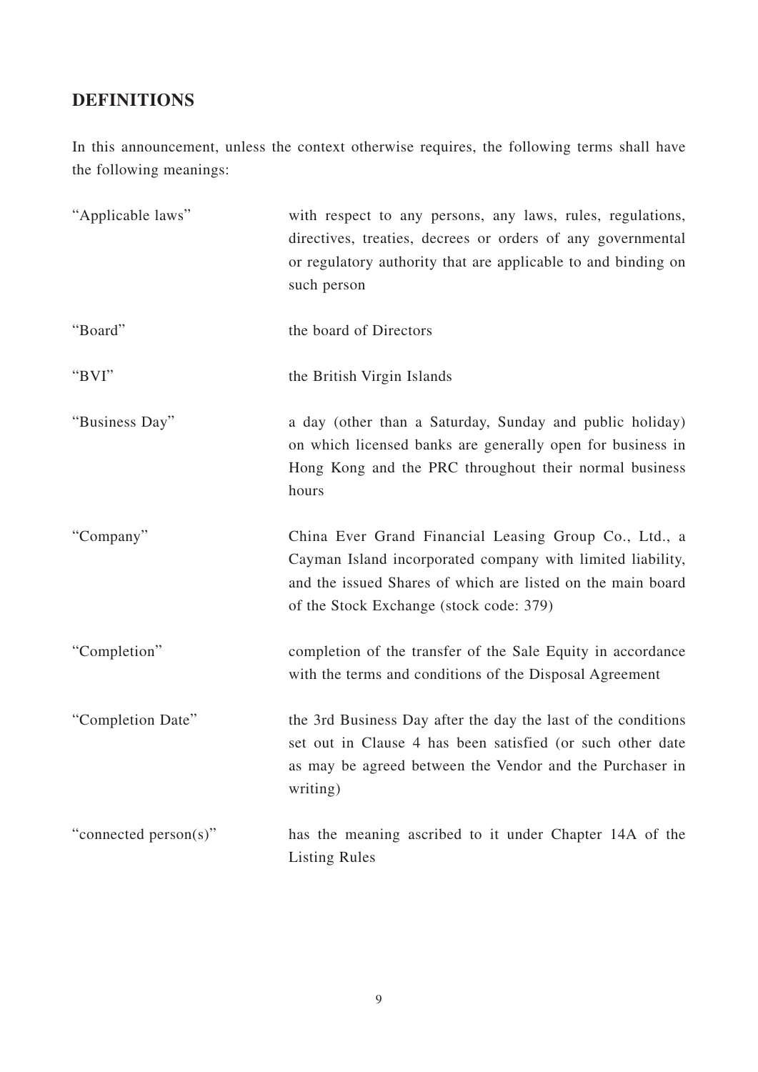## DEFINITIONS

In this announcement, unless the context otherwise requires, the following terms shall have the following meanings:

| | |
|---|---|
| "Applicable laws" | with respect to any persons, any laws, rules, regulations, directives, treaties, decrees or orders of any governmental or regulatory authority that are applicable to and binding on such person |
| "Board" | the board of Directors |
| "BVI" | the British Virgin Islands |
| "Business Day" | a day (other than a Saturday, Sunday and public holiday) on which licensed banks are generally open for business in Hong Kong and the PRC throughout their normal business hours |
| "Company" | China Ever Grand Financial Leasing Group Co., Ltd., a Cayman Island incorporated company with limited liability, and the issued Shares of which are listed on the main board of the Stock Exchange (stock code: 379) |
| "Completion" | completion of the transfer of the Sale Equity in accordance with the terms and conditions of the Disposal Agreement |
| "Completion Date" | the 3rd Business Day after the day the last of the conditions set out in Clause 4 has been satisfied (or such other date as may be agreed between the Vendor and the Purchaser in writing) |
| "connected person(s)" | has the meaning ascribed to it under Chapter 14A of the Listing Rules |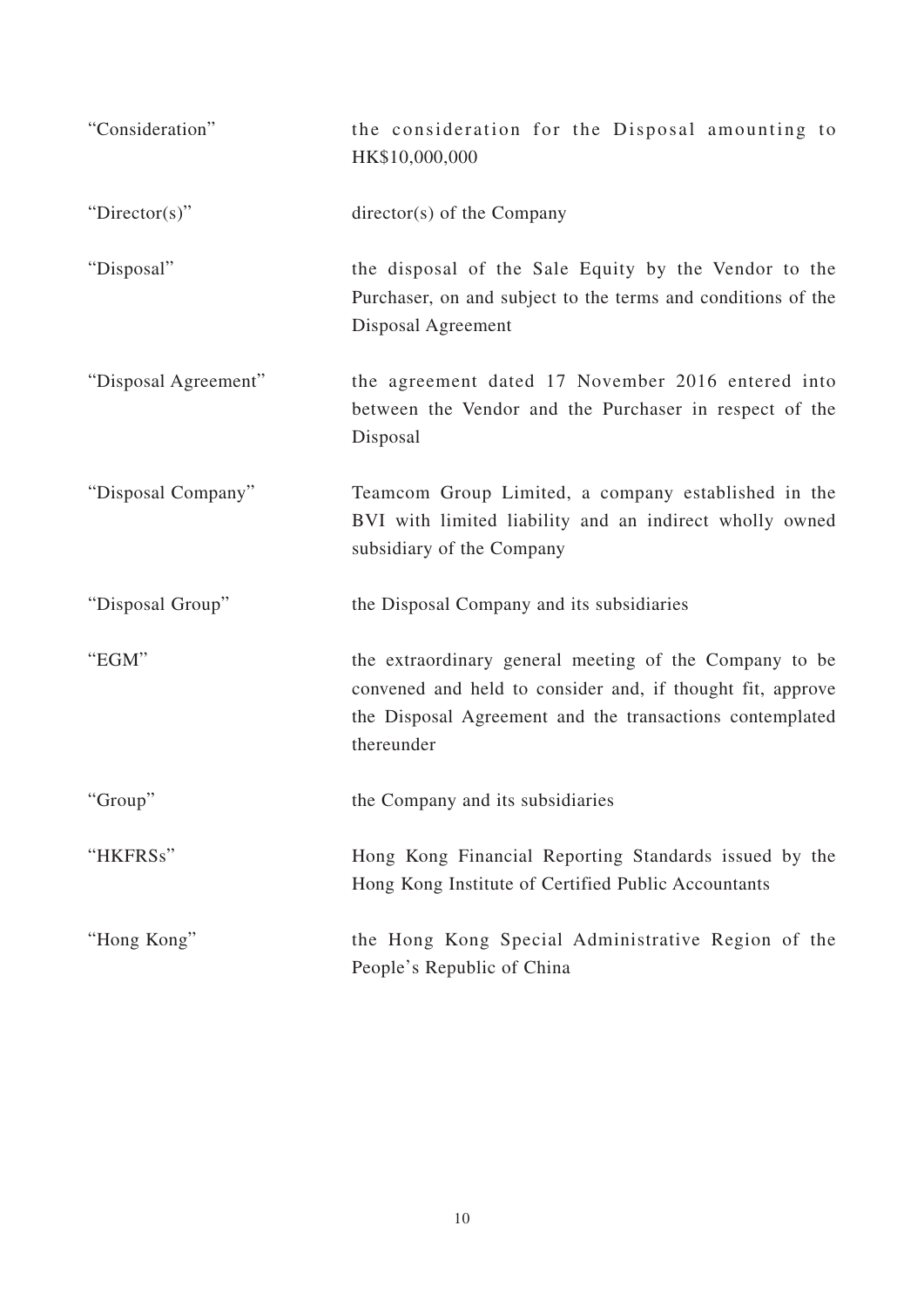| | |
|---|---|
| "Consideration" | the consideration for the Disposal amounting to HK$10,000,000 |
| "Director(s)" | director(s) of the Company |
| "Disposal" | the disposal of the Sale Equity by the Vendor to the Purchaser, on and subject to the terms and conditions of the Disposal Agreement |
| "Disposal Agreement" | the agreement dated 17 November 2016 entered into between the Vendor and the Purchaser in respect of the Disposal |
| "Disposal Company" | Teamcom Group Limited, a company established in the BVI with limited liability and an indirect wholly owned subsidiary of the Company |
| "Disposal Group" | the Disposal Company and its subsidiaries |
| "EGM" | the extraordinary general meeting of the Company to be convened and held to consider and, if thought fit, approve the Disposal Agreement and the transactions contemplated thereunder |
| "Group" | the Company and its subsidiaries |
| "HKFRSs" | Hong Kong Financial Reporting Standards issued by the Hong Kong Institute of Certified Public Accountants |
| "Hong Kong" | the Hong Kong Special Administrative Region of the People's Republic of China |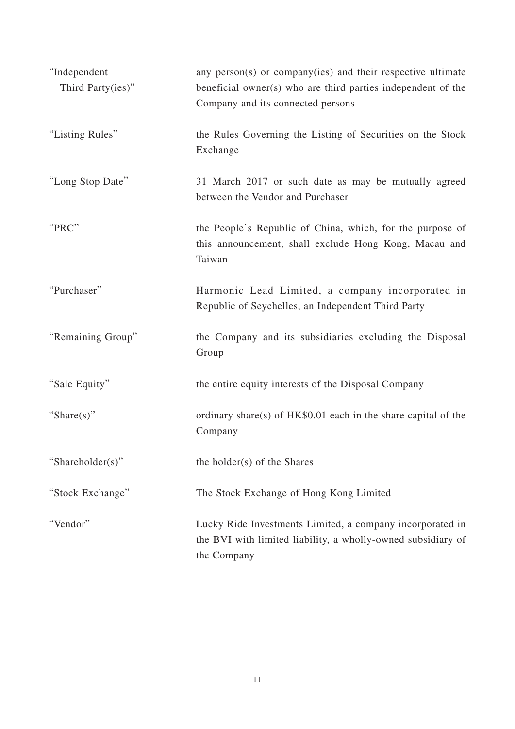| | |
|---|---|
| "Independent Third Party(ies)" | any person(s) or company(ies) and their respective ultimate beneficial owner(s) who are third parties independent of the Company and its connected persons |
| "Listing Rules" | the Rules Governing the Listing of Securities on the Stock Exchange |
| "Long Stop Date" | 31 March 2017 or such date as may be mutually agreed between the Vendor and Purchaser |
| "PRC" | the People's Republic of China, which, for the purpose of this announcement, shall exclude Hong Kong, Macau and Taiwan |
| "Purchaser" | Harmonic Lead Limited, a company incorporated in Republic of Seychelles, an Independent Third Party |
| "Remaining Group" | the Company and its subsidiaries excluding the Disposal Group |
| "Sale Equity" | the entire equity interests of the Disposal Company |
| "Share(s)" | ordinary share(s) of HK$0.01 each in the share capital of the Company |
| "Shareholder(s)" | the holder(s) of the Shares |
| "Stock Exchange" | The Stock Exchange of Hong Kong Limited |
| "Vendor" | Lucky Ride Investments Limited, a company incorporated in the BVI with limited liability, a wholly-owned subsidiary of the Company |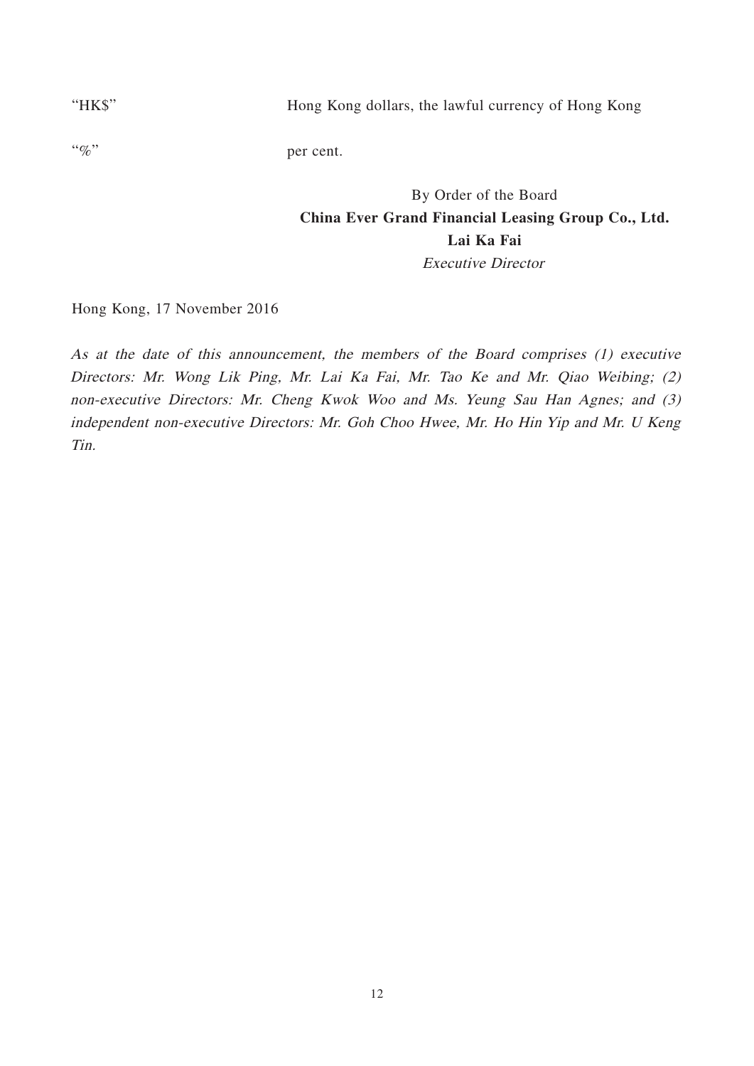| | |
|---|---|
| "HK$" | Hong Kong dollars, the lawful currency of Hong Kong |
| "%" | per cent. |

By Order of the Board
**China Ever Grand Financial Leasing Group Co., Ltd.**
**Lai Ka Fai**
*Executive Director*

Hong Kong, 17 November 2016

*As at the date of this announcement, the members of the Board comprises (1) executive Directors: Mr. Wong Lik Ping, Mr. Lai Ka Fai, Mr. Tao Ke and Mr. Qiao Weibing; (2) non-executive Directors: Mr. Cheng Kwok Woo and Ms. Yeung Sau Han Agnes; and (3) independent non-executive Directors: Mr. Goh Choo Hwee, Mr. Ho Hin Yip and Mr. U Keng Tin.*